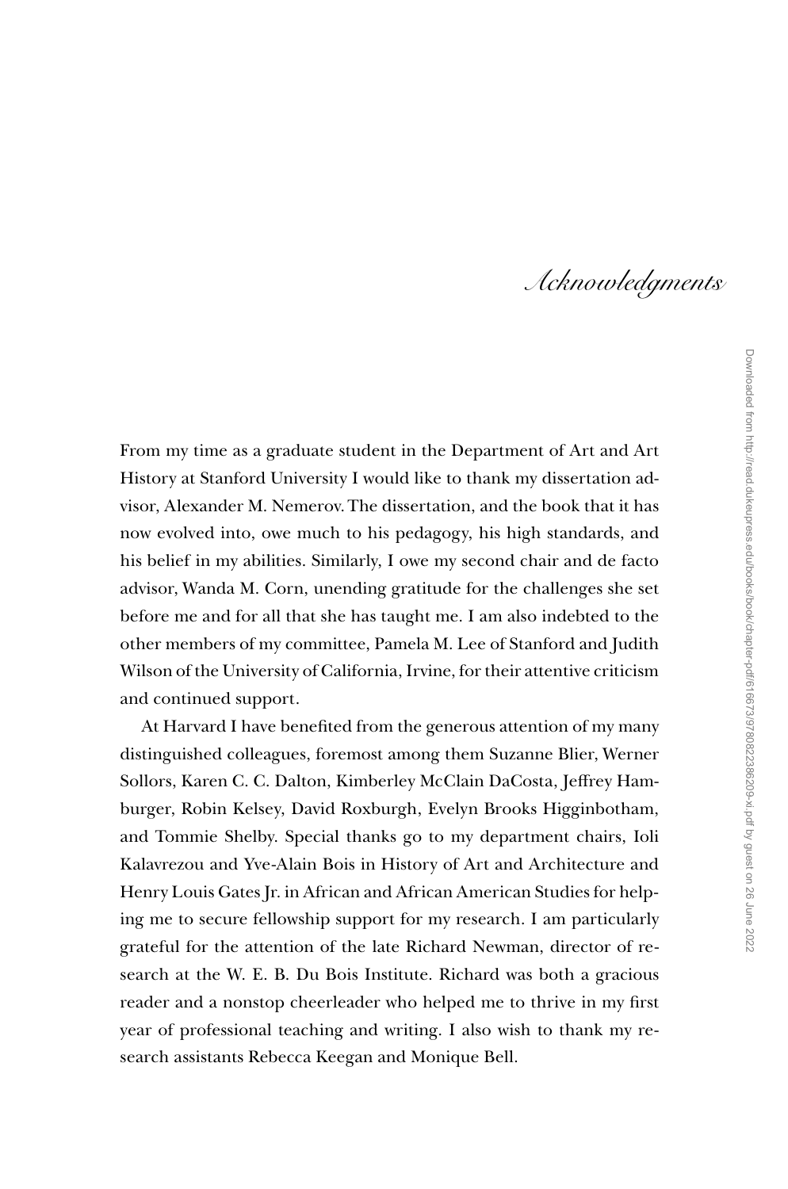# Acknowledgments

From my time as a graduate student in the Department of Art and Art History at Stanford University I would like to thank my dissertation advisor, Alexander M. Nemerov. The dissertation, and the book that it has now evolved into, owe much to his pedagogy, his high standards, and his belief in my abilities. Similarly, I owe my second chair and de facto advisor, Wanda M. Corn, unending gratitude for the challenges she set before me and for all that she has taught me. I am also indebted to the other members of my committee, Pamela M. Lee of Stanford and Judith Wilson of the University of California, Irvine, for their attentive criticism and continued support.

At Harvard I have benefited from the generous attention of my many distinguished colleagues, foremost among them Suzanne Blier, Werner Sollors, Karen C. C. Dalton, Kimberley McClain DaCosta, Jeffrey Hamburger, Robin Kelsey, David Roxburgh, Evelyn Brooks Higginbotham, and Tommie Shelby. Special thanks go to my department chairs, Ioli Kalavrezou and Yve-Alain Bois in History of Art and Architecture and Henry Louis Gates Jr. in African and African American Studies for helping me to secure fellowship support for my research. I am particularly grateful for the attention of the late Richard Newman, director of research at the W. E. B. Du Bois Institute. Richard was both a gracious reader and a nonstop cheerleader who helped me to thrive in my first year of professional teaching and writing. I also wish to thank my research assistants Rebecca Keegan and Monique Bell.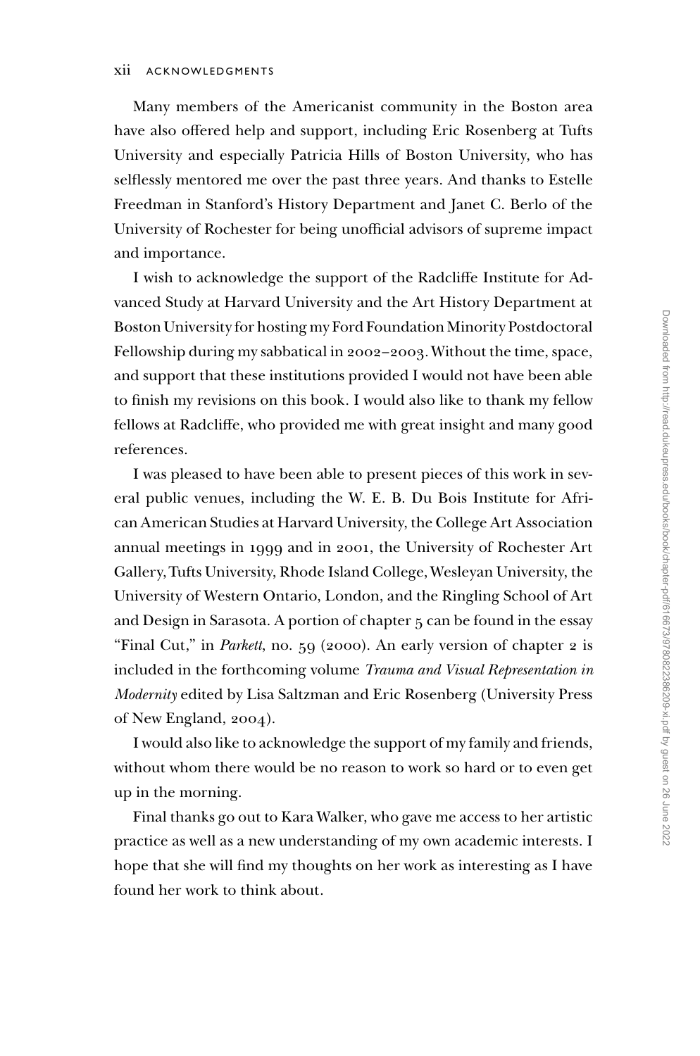Many members of the Americanist community in the Boston area have also offered help and support, including Eric Rosenberg at Tufts University and especially Patricia Hills of Boston University, who has selflessly mentored me over the past three years. And thanks to Estelle Freedman in Stanford's History Department and Janet C. Berlo of the University of Rochester for being unofficial advisors of supreme impact and importance.

I wish to acknowledge the support of the Radcliffe Institute for Advanced Study at Harvard University and the Art History Department at Boston University for hosting my Ford Foundation Minority Postdoctoral Fellowship during my sabbatical in 2002–2003. Without the time, space, and support that these institutions provided I would not have been able to finish my revisions on this book. I would also like to thank my fellow fellows at Radcliffe, who provided me with great insight and many good references.

I was pleased to have been able to present pieces of this work in several public venues, including the W. E. B. Du Bois Institute for African American Studies at Harvard University, the College Art Association annual meetings in 1999 and in 2001, the University of Rochester Art Gallery, Tufts University, Rhode Island College, Wesleyan University, the University of Western Ontario, London, and the Ringling School of Art and Design in Sarasota. A portion of chapter 5 can be found in the essay "Final Cut," in *Parkett*, no. 59 (2000). An early version of chapter 2 is included in the forthcoming volume *Trauma and Visual Representation in Modernity* edited by Lisa Saltzman and Eric Rosenberg (University Press of New England, 2004).

I would also like to acknowledge the support of my family and friends, without whom there would be no reason to work so hard or to even get up in the morning.

Final thanks go out to Kara Walker, who gave me access to her artistic practice as well as a new understanding of my own academic interests. I hope that she will find my thoughts on her work as interesting as I have found her work to think about.